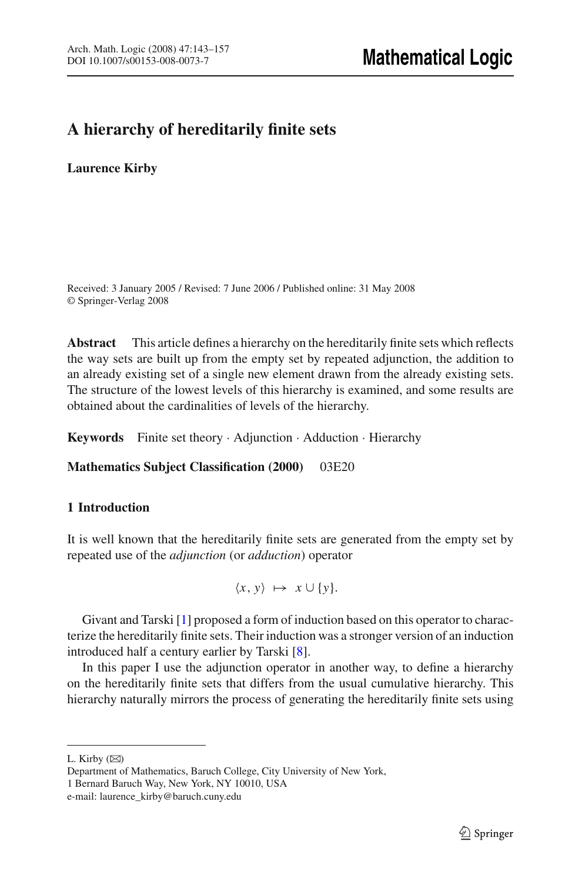# A hierarchy of hereditarily finite sets

**Laurence Kirby**

Received: 3 January 2005 / Revised: 7 June 2006 / Published online: 31 May 2008
© Springer-Verlag 2008

**Abstract** This article defines a hierarchy on the hereditarily finite sets which reflects the way sets are built up from the empty set by repeated adjunction, the addition to an already existing set of a single new element drawn from the already existing sets. The structure of the lowest levels of this hierarchy is examined, and some results are obtained about the cardinalities of levels of the hierarchy.

**Keywords** Finite set theory · Adjunction · Adduction · Hierarchy

**Mathematics Subject Classification (2000)** 03E20

## 1 Introduction

It is well known that the hereditarily finite sets are generated from the empty set by repeated use of the *adjunction* (or *adduction*) operator

$$\langle x, y \rangle \;\mapsto\; x \cup \{y\}.$$

Givant and Tarski [1] proposed a form of induction based on this operator to characterize the hereditarily finite sets. Their induction was a stronger version of an induction introduced half a century earlier by Tarski [8].

In this paper I use the adjunction operator in another way, to define a hierarchy on the hereditarily finite sets that differs from the usual cumulative hierarchy. This hierarchy naturally mirrors the process of generating the hereditarily finite sets using

---

L. Kirby (✉)
Department of Mathematics, Baruch College, City University of New York,
1 Bernard Baruch Way, New York, NY 10010, USA
e-mail: laurence_kirby@baruch.cuny.edu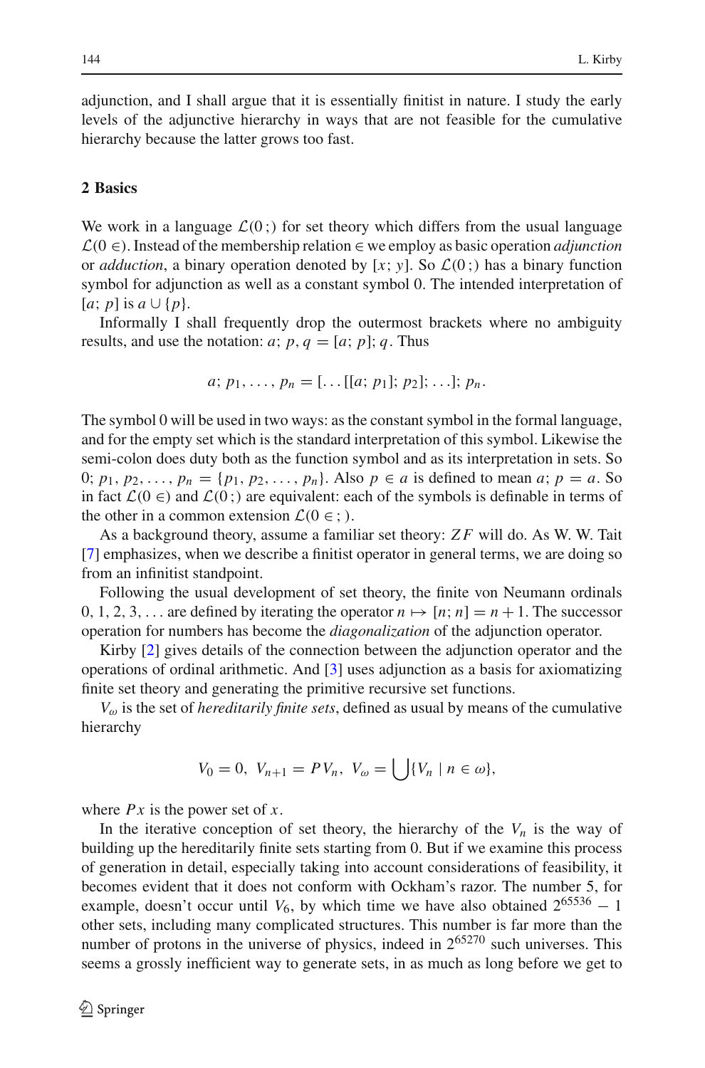adjunction, and I shall argue that it is essentially finitist in nature. I study the early levels of the adjunctive hierarchy in ways that are not feasible for the cumulative hierarchy because the latter grows too fast.

## 2 Basics

We work in a language $\mathcal{L}(0\,;)$ for set theory which differs from the usual language $\mathcal{L}(0 \in)$. Instead of the membership relation $\in$ we employ as basic operation *adjunction* or *adduction*, a binary operation denoted by $[x;\, y]$. So $\mathcal{L}(0\,;)$ has a binary function symbol for adjunction as well as a constant symbol 0. The intended interpretation of $[a;\, p]$ is $a \cup \{p\}$.

Informally I shall frequently drop the outermost brackets where no ambiguity results, and use the notation: $a;\, p, q = [a;\, p];\, q$. Thus

$$a;\, p_1, \ldots, p_n = [\ldots[[a;\, p_1];\, p_2];\, \ldots];\, p_n.$$

The symbol 0 will be used in two ways: as the constant symbol in the formal language, and for the empty set which is the standard interpretation of this symbol. Likewise the semi-colon does duty both as the function symbol and as its interpretation in sets. So $0;\, p_1, p_2, \ldots, p_n = \{p_1, p_2, \ldots, p_n\}$. Also $p \in a$ is defined to mean $a;\, p = a$. So in fact $\mathcal{L}(0 \in)$ and $\mathcal{L}(0\,;)$ are equivalent: each of the symbols is definable in terms of the other in a common extension $\mathcal{L}(0 \in ;)$.

As a background theory, assume a familiar set theory: $ZF$ will do. As W. W. Tait [7] emphasizes, when we describe a finitist operator in general terms, we are doing so from an infinitist standpoint.

Following the usual development of set theory, the finite von Neumann ordinals $0, 1, 2, 3, \ldots$ are defined by iterating the operator $n \mapsto [n;\, n] = n + 1$. The successor operation for numbers has become the *diagonalization* of the adjunction operator.

Kirby [2] gives details of the connection between the adjunction operator and the operations of ordinal arithmetic. And [3] uses adjunction as a basis for axiomatizing finite set theory and generating the primitive recursive set functions.

$V_\omega$ is the set of *hereditarily finite sets*, defined as usual by means of the cumulative hierarchy

$$V_0 = 0,\ V_{n+1} = PV_n,\ V_\omega = \bigcup\{V_n \mid n \in \omega\},$$

where $Px$ is the power set of $x$.

In the iterative conception of set theory, the hierarchy of the $V_n$ is the way of building up the hereditarily finite sets starting from 0. But if we examine this process of generation in detail, especially taking into account considerations of feasibility, it becomes evident that it does not conform with Ockham's razor. The number 5, for example, doesn't occur until $V_6$, by which time we have also obtained $2^{65536} - 1$ other sets, including many complicated structures. This number is far more than the number of protons in the universe of physics, indeed in $2^{65270}$ such universes. This seems a grossly inefficient way to generate sets, in as much as long before we get to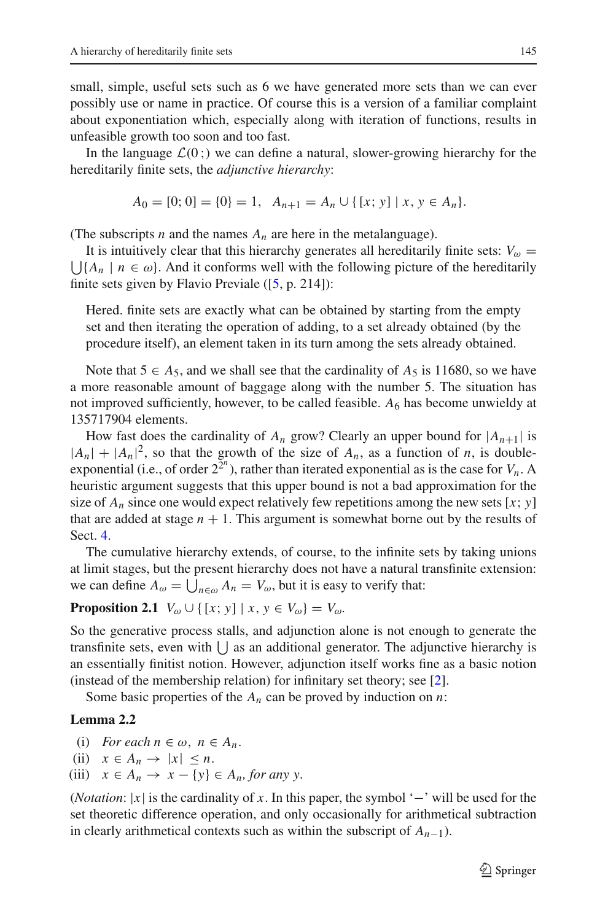small, simple, useful sets such as 6 we have generated more sets than we can ever possibly use or name in practice. Of course this is a version of a familiar complaint about exponentiation which, especially along with iteration of functions, results in unfeasible growth too soon and too fast.

In the language $\mathcal{L}(0\,;)$ we can define a natural, slower-growing hierarchy for the hereditarily finite sets, the *adjunctive hierarchy*:

$$A_0 = [0; 0] = \{0\} = 1, \quad A_{n+1} = A_n \cup \{\, [x; y] \mid x, y \in A_n\}.$$

(The subscripts $n$ and the names $A_n$ are here in the metalanguage).

It is intuitively clear that this hierarchy generates all hereditarily finite sets: $V_\omega = \bigcup\{A_n \mid n \in \omega\}$. And it conforms well with the following picture of the hereditarily finite sets given by Flavio Previale ([5, p. 214]):

> Hered. finite sets are exactly what can be obtained by starting from the empty set and then iterating the operation of adding, to a set already obtained (by the procedure itself), an element taken in its turn among the sets already obtained.

Note that $5 \in A_5$, and we shall see that the cardinality of $A_5$ is 11680, so we have a more reasonable amount of baggage along with the number 5. The situation has not improved sufficiently, however, to be called feasible. $A_6$ has become unwieldy at 135717904 elements.

How fast does the cardinality of $A_n$ grow? Clearly an upper bound for $|A_{n+1}|$ is $|A_n| + |A_n|^2$, so that the growth of the size of $A_n$, as a function of $n$, is double-exponential (i.e., of order $2^{2^n}$), rather than iterated exponential as is the case for $V_n$. A heuristic argument suggests that this upper bound is not a bad approximation for the size of $A_n$ since one would expect relatively few repetitions among the new sets $[x; y]$ that are added at stage $n + 1$. This argument is somewhat borne out by the results of Sect. 4.

The cumulative hierarchy extends, of course, to the infinite sets by taking unions at limit stages, but the present hierarchy does not have a natural transfinite extension: we can define $A_\omega = \bigcup_{n\in\omega} A_n = V_\omega$, but it is easy to verify that:

**Proposition 2.1** $V_\omega \cup \{\, [x; y] \mid x, y \in V_\omega\} = V_\omega$.

So the generative process stalls, and adjunction alone is not enough to generate the transfinite sets, even with $\bigcup$ as an additional generator. The adjunctive hierarchy is an essentially finitist notion. However, adjunction itself works fine as a basic notion (instead of the membership relation) for infinitary set theory; see [2].

Some basic properties of the $A_n$ can be proved by induction on $n$:

**Lemma 2.2**

(i) *For each* $n \in \omega$, $n \in A_n$.
(ii) $x \in A_n \rightarrow |x| \leq n$.
(iii) $x \in A_n \rightarrow x - \{y\} \in A_n$, *for any* $y$.

(*Notation*: $|x|$ is the cardinality of $x$. In this paper, the symbol '$-$' will be used for the set theoretic difference operation, and only occasionally for arithmetical subtraction in clearly arithmetical contexts such as within the subscript of $A_{n-1}$).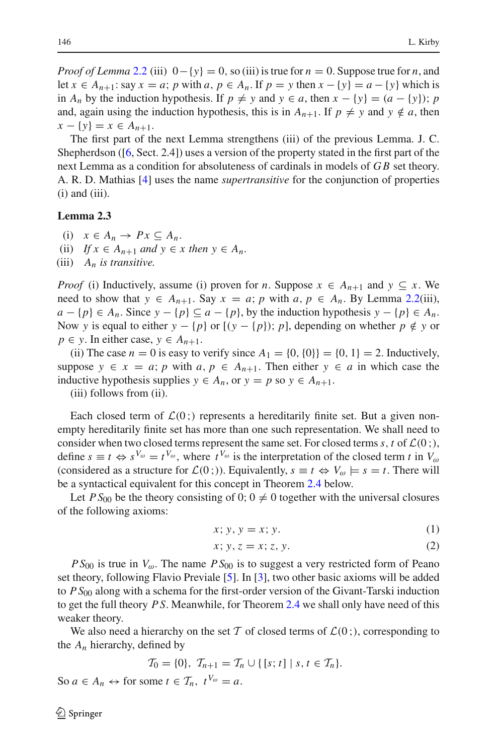*Proof of Lemma* 2.2 (iii) $0 - \{y\} = 0$, so (iii) is true for $n = 0$. Suppose true for $n$, and let $x \in A_{n+1}$: say $x = a; p$ with $a, p \in A_n$. If $p = y$ then $x - \{y\} = a - \{y\}$ which is in $A_n$ by the induction hypothesis. If $p \neq y$ and $y \in a$, then $x - \{y\} = (a - \{y\}); p$ and, again using the induction hypothesis, this is in $A_{n+1}$. If $p \neq y$ and $y \notin a$, then $x - \{y\} = x \in A_{n+1}$.

The first part of the next Lemma strengthens (iii) of the previous Lemma. J. C. Shepherdson ([6, Sect. 2.4]) uses a version of the property stated in the first part of the next Lemma as a condition for absoluteness of cardinals in models of $GB$ set theory. A. R. D. Mathias [4] uses the name *supertransitive* for the conjunction of properties (i) and (iii).

**Lemma 2.3**

(i) $x \in A_n \rightarrow Px \subseteq A_n$.
(ii) *If* $x \in A_{n+1}$ *and* $y \in x$ *then* $y \in A_n$.
(iii) $A_n$ *is transitive.*

*Proof* (i) Inductively, assume (i) proven for $n$. Suppose $x \in A_{n+1}$ and $y \subseteq x$. We need to show that $y \in A_{n+1}$. Say $x = a; p$ with $a, p \in A_n$. By Lemma 2.2(iii), $a - \{p\} \in A_n$. Since $y - \{p\} \subseteq a - \{p\}$, by the induction hypothesis $y - \{p\} \in A_n$. Now $y$ is equal to either $y - \{p\}$ or $[(y - \{p\}); p]$, depending on whether $p \notin y$ or $p \in y$. In either case, $y \in A_{n+1}$.

(ii) The case $n = 0$ is easy to verify since $A_1 = \{0, \{0\}\} = \{0, 1\} = 2$. Inductively, suppose $y \in x = a; p$ with $a, p \in A_{n+1}$. Then either $y \in a$ in which case the inductive hypothesis supplies $y \in A_n$, or $y = p$ so $y \in A_{n+1}$.

(iii) follows from (ii).

Each closed term of $\mathcal{L}(0\,;)$ represents a hereditarily finite set. But a given non-empty hereditarily finite set has more than one such representation. We shall need to consider when two closed terms represent the same set. For closed terms $s, t$ of $\mathcal{L}(0\,;)$, define $s \equiv t \Leftrightarrow s^{V_\omega} = t^{V_\omega}$, where $t^{V_\omega}$ is the interpretation of the closed term $t$ in $V_\omega$ (considered as a structure for $\mathcal{L}(0\,;)$). Equivalently, $s \equiv t \Leftrightarrow V_\omega \models s = t$. There will be a syntactical equivalent for this concept in Theorem 2.4 below.

Let $PS_{00}$ be the theory consisting of $0; 0 \neq 0$ together with the universal closures of the following axioms:

$$x; y, y = x; y. \tag{1}$$

$$x; y, z = x; z, y. \tag{2}$$

$PS_{00}$ is true in $V_\omega$. The name $PS_{00}$ is to suggest a very restricted form of Peano set theory, following Flavio Previale [5]. In [3], two other basic axioms will be added to $PS_{00}$ along with a schema for the first-order version of the Givant-Tarski induction to get the full theory $PS$. Meanwhile, for Theorem 2.4 we shall only have need of this weaker theory.

We also need a hierarchy on the set $\mathcal{T}$ of closed terms of $\mathcal{L}(0\,;)$, corresponding to the $A_n$ hierarchy, defined by

$$\mathcal{T}_0 = \{0\},\ \mathcal{T}_{n+1} = \mathcal{T}_n \cup \{[s; t] \mid s, t \in \mathcal{T}_n\}.$$

So $a \in A_n \leftrightarrow$ for some $t \in \mathcal{T}_n,\ t^{V_\omega} = a$.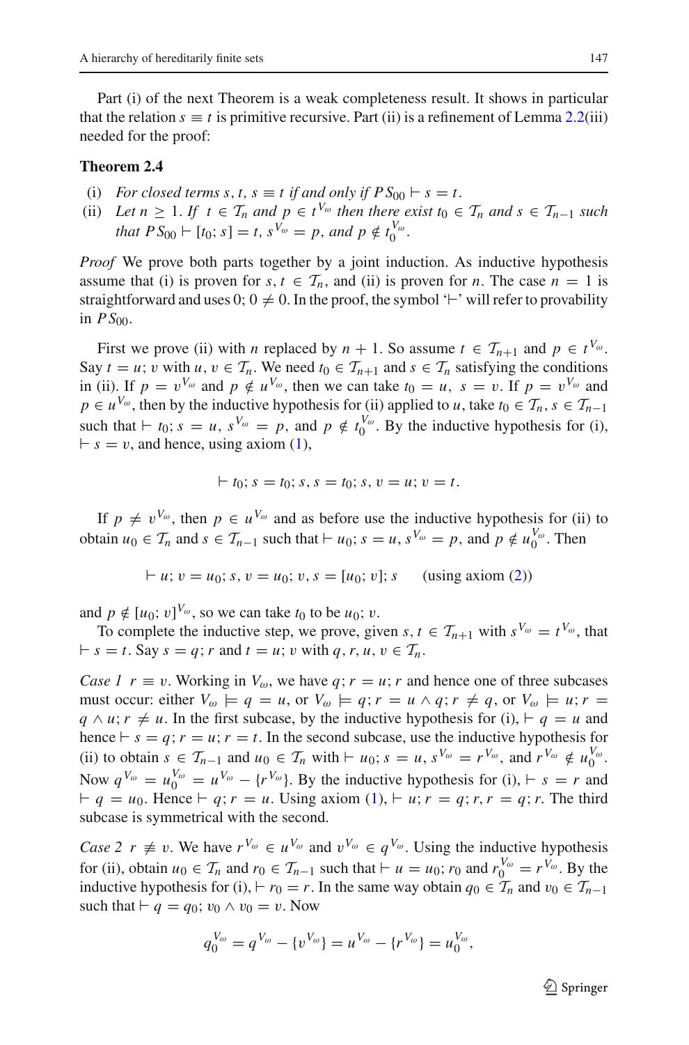Part (i) of the next Theorem is a weak completeness result. It shows in particular that the relation $s \equiv t$ is primitive recursive. Part (ii) is a refinement of Lemma 2.2(iii) needed for the proof:

**Theorem 2.4**

(i) *For closed terms $s, t$, $s \equiv t$ if and only if $PS_{00} \vdash s = t$.*

(ii) *Let $n \geq 1$. If $t \in \mathcal{T}_n$ and $p \in t^{V_\omega}$ then there exist $t_0 \in \mathcal{T}_n$ and $s \in \mathcal{T}_{n-1}$ such that $PS_{00} \vdash [t_0; s] = t$, $s^{V_\omega} = p$, and $p \notin t_0^{V_\omega}$.*

*Proof* We prove both parts together by a joint induction. As inductive hypothesis assume that (i) is proven for $s, t \in \mathcal{T}_n$, and (ii) is proven for $n$. The case $n = 1$ is straightforward and uses $0; 0 \neq 0$. In the proof, the symbol '$\vdash$' will refer to provability in $PS_{00}$.

First we prove (ii) with $n$ replaced by $n+1$. So assume $t \in \mathcal{T}_{n+1}$ and $p \in t^{V_\omega}$. Say $t = u; v$ with $u, v \in \mathcal{T}_n$. We need $t_0 \in \mathcal{T}_{n+1}$ and $s \in \mathcal{T}_n$ satisfying the conditions in (ii). If $p = v^{V_\omega}$ and $p \notin u^{V_\omega}$, then we can take $t_0 = u$, $s = v$. If $p = v^{V_\omega}$ and $p \in u^{V_\omega}$, then by the inductive hypothesis for (ii) applied to $u$, take $t_0 \in \mathcal{T}_n$, $s \in \mathcal{T}_{n-1}$ such that $\vdash t_0; s = u$, $s^{V_\omega} = p$, and $p \notin t_0^{V_\omega}$. By the inductive hypothesis for (i), $\vdash s = v$, and hence, using axiom (1),

$$\vdash t_0; s = t_0; s, s = t_0; s, v = u; v = t.$$

If $p \neq v^{V_\omega}$, then $p \in u^{V_\omega}$ and as before use the inductive hypothesis for (ii) to obtain $u_0 \in \mathcal{T}_n$ and $s \in \mathcal{T}_{n-1}$ such that $\vdash u_0; s = u$, $s^{V_\omega} = p$, and $p \notin u_0^{V_\omega}$. Then

$$\vdash u; v = u_0; s, v = u_0; v, s = [u_0; v]; s \qquad \text{(using axiom (2))}$$

and $p \notin [u_0; v]^{V_\omega}$, so we can take $t_0$ to be $u_0; v$.

To complete the inductive step, we prove, given $s, t \in \mathcal{T}_{n+1}$ with $s^{V_\omega} = t^{V_\omega}$, that $\vdash s = t$. Say $s = q; r$ and $t = u; v$ with $q, r, u, v \in \mathcal{T}_n$.

*Case 1* $r \equiv v$. Working in $V_\omega$, we have $q; r = u; r$ and hence one of three subcases must occur: either $V_\omega \models q = u$, or $V_\omega \models q; r = u \wedge q; r \neq q$, or $V_\omega \models u; r = q \wedge u; r \neq u$. In the first subcase, by the inductive hypothesis for (i), $\vdash q = u$ and hence $\vdash s = q; r = u; r = t$. In the second subcase, use the inductive hypothesis for (ii) to obtain $s \in \mathcal{T}_{n-1}$ and $u_0 \in \mathcal{T}_n$ with $\vdash u_0; s = u$, $s^{V_\omega} = r^{V_\omega}$, and $r^{V_\omega} \notin u_0^{V_\omega}$. Now $q^{V_\omega} = u_0^{V_\omega} = u^{V_\omega} - \{r^{V_\omega}\}$. By the inductive hypothesis for (i), $\vdash s = r$ and $\vdash q = u_0$. Hence $\vdash q; r = u$. Using axiom (1), $\vdash u; r = q; r, r = q; r$. The third subcase is symmetrical with the second.

*Case 2* $r \not\equiv v$. We have $r^{V_\omega} \in u^{V_\omega}$ and $v^{V_\omega} \in q^{V_\omega}$. Using the inductive hypothesis for (ii), obtain $u_0 \in \mathcal{T}_n$ and $r_0 \in \mathcal{T}_{n-1}$ such that $\vdash u = u_0; r_0$ and $r_0^{V_\omega} = r^{V_\omega}$. By the inductive hypothesis for (i), $\vdash r_0 = r$. In the same way obtain $q_0 \in \mathcal{T}_n$ and $v_0 \in \mathcal{T}_{n-1}$ such that $\vdash q = q_0; v_0 \wedge v_0 = v$. Now

$$q_0^{V_\omega} = q^{V_\omega} - \{v^{V_\omega}\} = u^{V_\omega} - \{r^{V_\omega}\} = u_0^{V_\omega},$$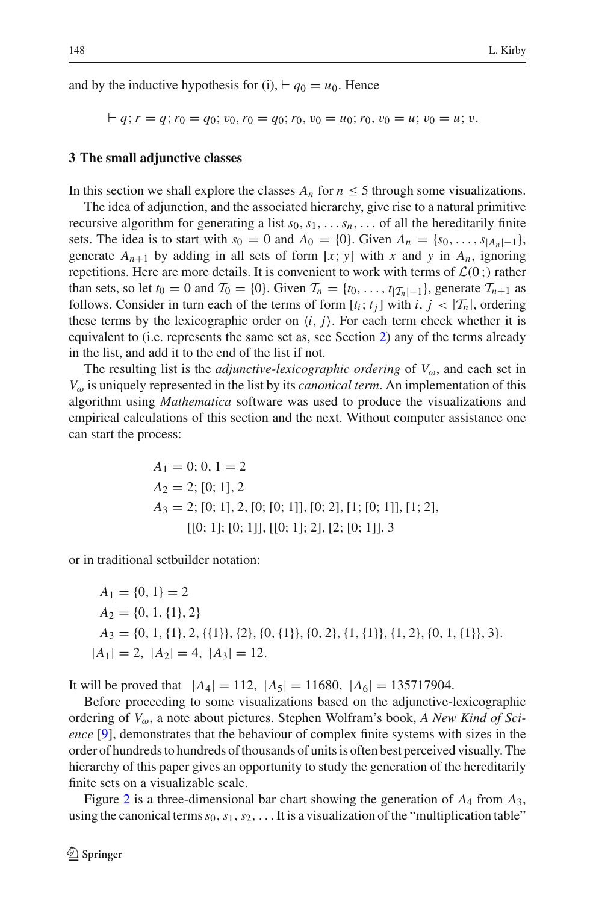and by the inductive hypothesis for (i), $\vdash q_0 = u_0$. Hence

$$\vdash q; r = q; r_0 = q_0; v_0, r_0 = q_0; r_0, v_0 = u_0; r_0, v_0 = u; v_0 = u; v.$$

## 3 The small adjunctive classes

In this section we shall explore the classes $A_n$ for $n \leq 5$ through some visualizations.

The idea of adjunction, and the associated hierarchy, give rise to a natural primitive recursive algorithm for generating a list $s_0, s_1, \ldots s_n, \ldots$ of all the hereditarily finite sets. The idea is to start with $s_0 = 0$ and $A_0 = \{0\}$. Given $A_n = \{s_0, \ldots, s_{|A_n|-1}\}$, generate $A_{n+1}$ by adding in all sets of form $[x; y]$ with $x$ and $y$ in $A_n$, ignoring repetitions. Here are more details. It is convenient to work with terms of $\mathcal{L}(0\,;)$ rather than sets, so let $t_0 = 0$ and $\mathcal{T}_0 = \{0\}$. Given $\mathcal{T}_n = \{t_0, \ldots, t_{|\mathcal{T}_n|-1}\}$, generate $\mathcal{T}_{n+1}$ as follows. Consider in turn each of the terms of form $[t_i; t_j]$ with $i, j < |\mathcal{T}_n|$, ordering these terms by the lexicographic order on $\langle i, j \rangle$. For each term check whether it is equivalent to (i.e. represents the same set as, see Section 2) any of the terms already in the list, and add it to the end of the list if not.

The resulting list is the *adjunctive-lexicographic ordering* of $V_\omega$, and each set in $V_\omega$ is uniquely represented in the list by its *canonical term*. An implementation of this algorithm using *Mathematica* software was used to produce the visualizations and empirical calculations of this section and the next. Without computer assistance one can start the process:

$$
\begin{aligned}
A_1 &= 0; 0, 1 = 2 \\
A_2 &= 2; [0; 1], 2 \\
A_3 &= 2; [0; 1], 2, [0; [0; 1]], [0; 2], [1; [0; 1]], [1; 2], \\
&\quad\; [[0; 1]; [0; 1]], [[0; 1]; 2], [2; [0; 1]], 3
\end{aligned}
$$

or in traditional setbuilder notation:

$$
\begin{aligned}
A_1 &= \{0, 1\} = 2 \\
A_2 &= \{0, 1, \{1\}, 2\} \\
A_3 &= \{0, 1, \{1\}, 2, \{\{1\}\}, \{2\}, \{0, \{1\}\}, \{0, 2\}, \{1, \{1\}\}, \{1, 2\}, \{0, 1, \{1\}\}, 3\}. \\
|A_1| &= 2,\ |A_2| = 4,\ |A_3| = 12.
\end{aligned}
$$

It will be proved that $|A_4| = 112,\ |A_5| = 11680,\ |A_6| = 135717904.$

Before proceeding to some visualizations based on the adjunctive-lexicographic ordering of $V_\omega$, a note about pictures. Stephen Wolfram's book, *A New Kind of Science* [9], demonstrates that the behaviour of complex finite systems with sizes in the order of hundreds to hundreds of thousands of units is often best perceived visually. The hierarchy of this paper gives an opportunity to study the generation of the hereditarily finite sets on a visualizable scale.

Figure 2 is a three-dimensional bar chart showing the generation of $A_4$ from $A_3$, using the canonical terms $s_0, s_1, s_2, \ldots$ It is a visualization of the "multiplication table"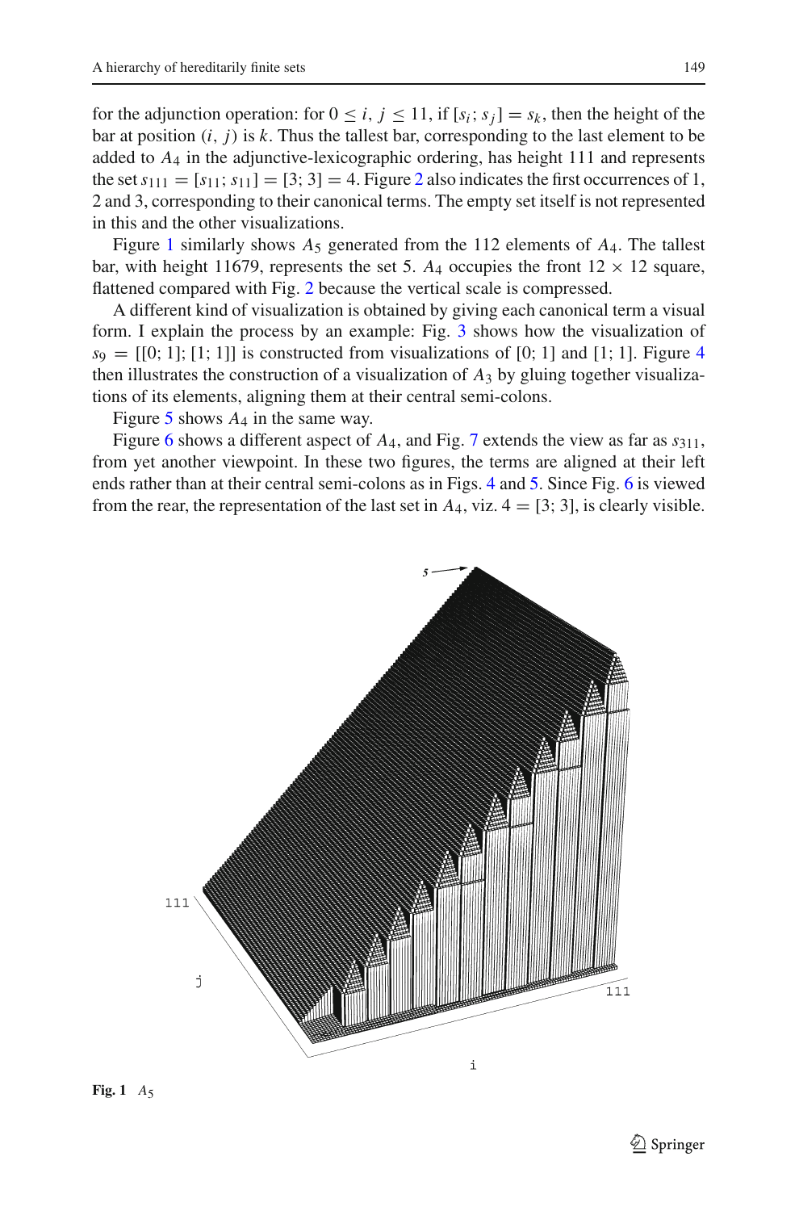for the adjunction operation: for $0 \le i, j \le 11$, if $[s_i; s_j] = s_k$, then the height of the bar at position $(i, j)$ is $k$. Thus the tallest bar, corresponding to the last element to be added to $A_4$ in the adjunctive-lexicographic ordering, has height 111 and represents the set $s_{111} = [s_{11}; s_{11}] = [3; 3] = 4$. Figure 2 also indicates the first occurrences of 1, 2 and 3, corresponding to their canonical terms. The empty set itself is not represented in this and the other visualizations.

Figure 1 similarly shows $A_5$ generated from the 112 elements of $A_4$. The tallest bar, with height 11679, represents the set 5. $A_4$ occupies the front $12 \times 12$ square, flattened compared with Fig. 2 because the vertical scale is compressed.

A different kind of visualization is obtained by giving each canonical term a visual form. I explain the process by an example: Fig. 3 shows how the visualization of $s_9 = [[0; 1]; [1; 1]]$ is constructed from visualizations of $[0; 1]$ and $[1; 1]$. Figure 4 then illustrates the construction of a visualization of $A_3$ by gluing together visualizations of its elements, aligning them at their central semi-colons.

Figure 5 shows $A_4$ in the same way.

Figure 6 shows a different aspect of $A_4$, and Fig. 7 extends the view as far as $s_{311}$, from yet another viewpoint. In these two figures, the terms are aligned at their left ends rather than at their central semi-colons as in Figs. 4 and 5. Since Fig. 6 is viewed from the rear, the representation of the last set in $A_4$, viz. $4 = [3; 3]$, is clearly visible.

**Fig. 1** $A_5$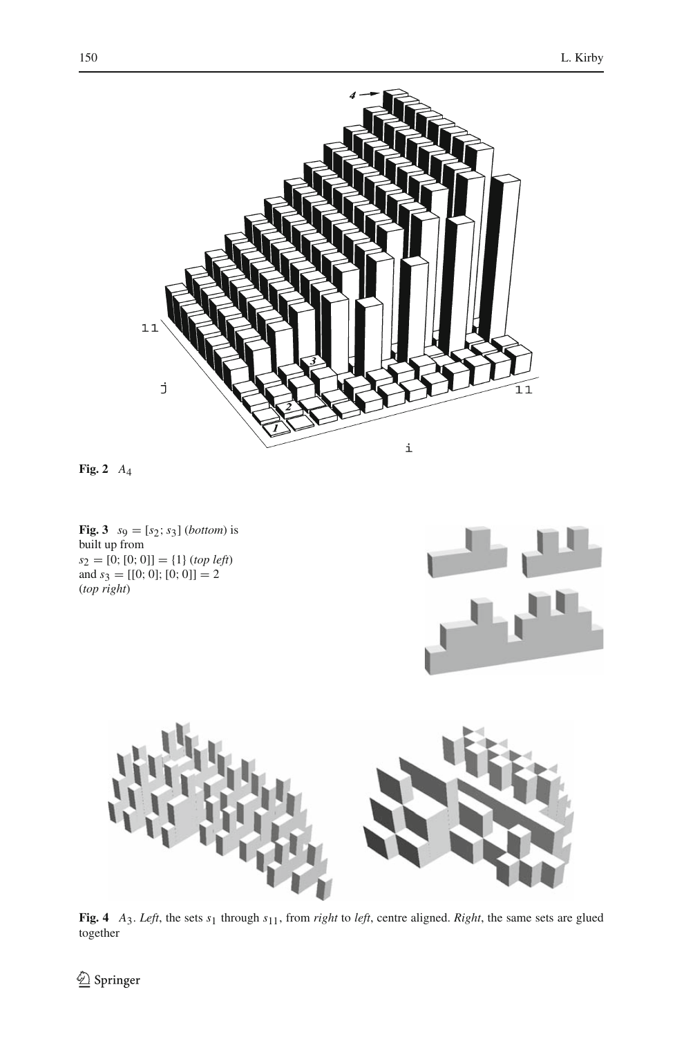**Fig. 2** $A_4$

**Fig. 3** $s_9 = [s_2; s_3]$ (*bottom*) is built up from $s_2 = [0; [0; 0]] = \{1\}$ (*top left*) and $s_3 = [[0; 0]; [0; 0]] = 2$ (*top right*)

**Fig. 4** $A_3$. *Left*, the sets $s_1$ through $s_{11}$, from *right* to *left*, centre aligned. *Right*, the same sets are glued together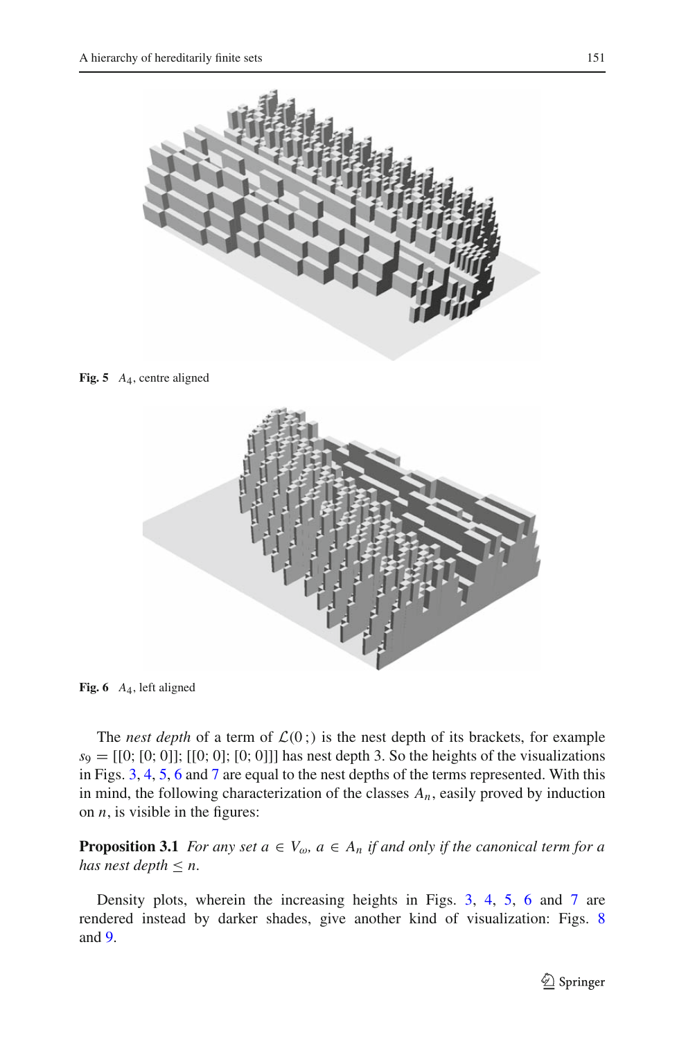**Fig. 5** $A_4$, centre aligned

**Fig. 6** $A_4$, left aligned

The *nest depth* of a term of $\mathcal{L}(0\,;)$ is the nest depth of its brackets, for example $s_9 = [[0; [0; 0]]; [[0; 0]; [0; 0]]]$ has nest depth 3. So the heights of the visualizations in Figs. 3, 4, 5, 6 and 7 are equal to the nest depths of the terms represented. With this in mind, the following characterization of the classes $A_n$, easily proved by induction on $n$, is visible in the figures:

**Proposition 3.1** *For any set $a \in V_\omega$, $a \in A_n$ if and only if the canonical term for $a$ has nest depth $\leq n$.*

Density plots, wherein the increasing heights in Figs. 3, 4, 5, 6 and 7 are rendered instead by darker shades, give another kind of visualization: Figs. 8 and 9.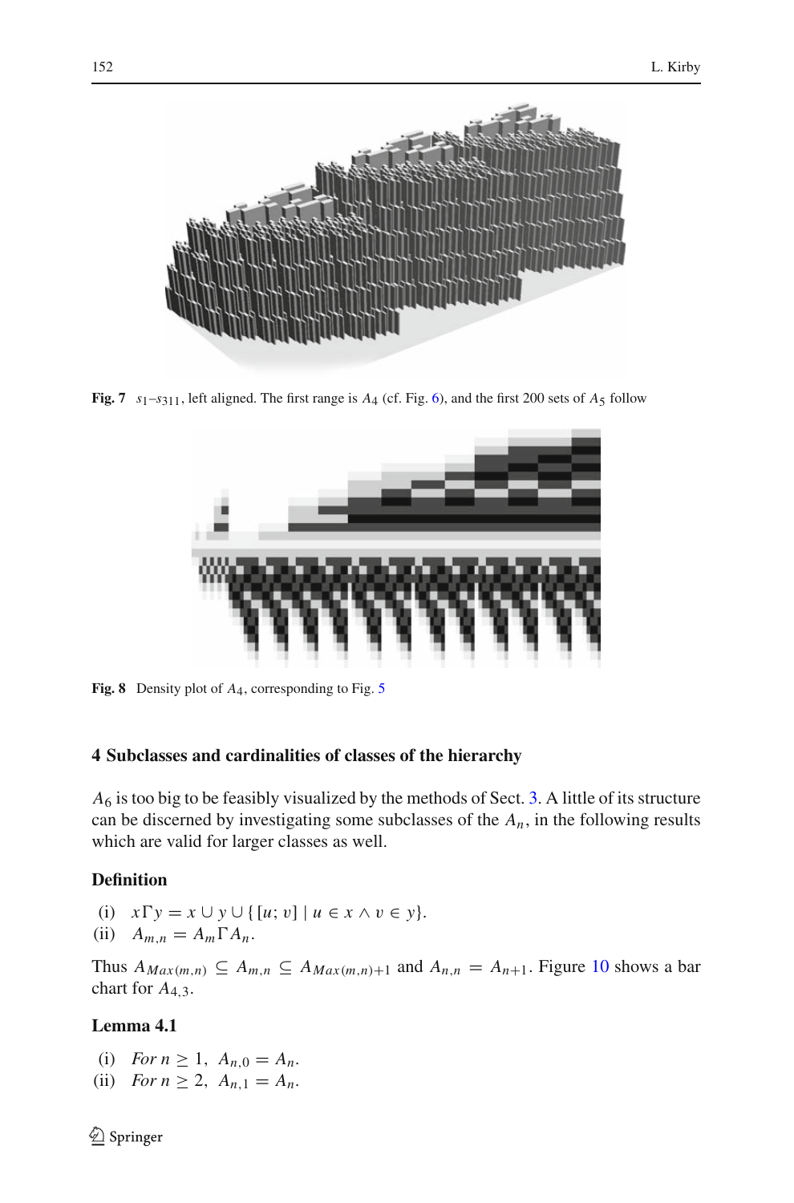**Fig. 7** $s_1$–$s_{311}$, left aligned. The first range is $A_4$ (cf. Fig. 6), and the first 200 sets of $A_5$ follow

**Fig. 8** Density plot of $A_4$, corresponding to Fig. 5

## 4 Subclasses and cardinalities of classes of the hierarchy

$A_6$ is too big to be feasibly visualized by the methods of Sect. 3. A little of its structure can be discerned by investigating some subclasses of the $A_n$, in the following results which are valid for larger classes as well.

### Definition

(i) $x\Gamma y = x \cup y \cup \{[u; v] \mid u \in x \wedge v \in y\}$.
(ii) $A_{m,n} = A_m \Gamma A_n$.

Thus $A_{Max(m,n)} \subseteq A_{m,n} \subseteq A_{Max(m,n)+1}$ and $A_{n,n} = A_{n+1}$. Figure 10 shows a bar chart for $A_{4,3}$.

### Lemma 4.1

(i) *For* $n \geq 1$, $A_{n,0} = A_n$.
(ii) *For* $n \geq 2$, $A_{n,1} = A_n$.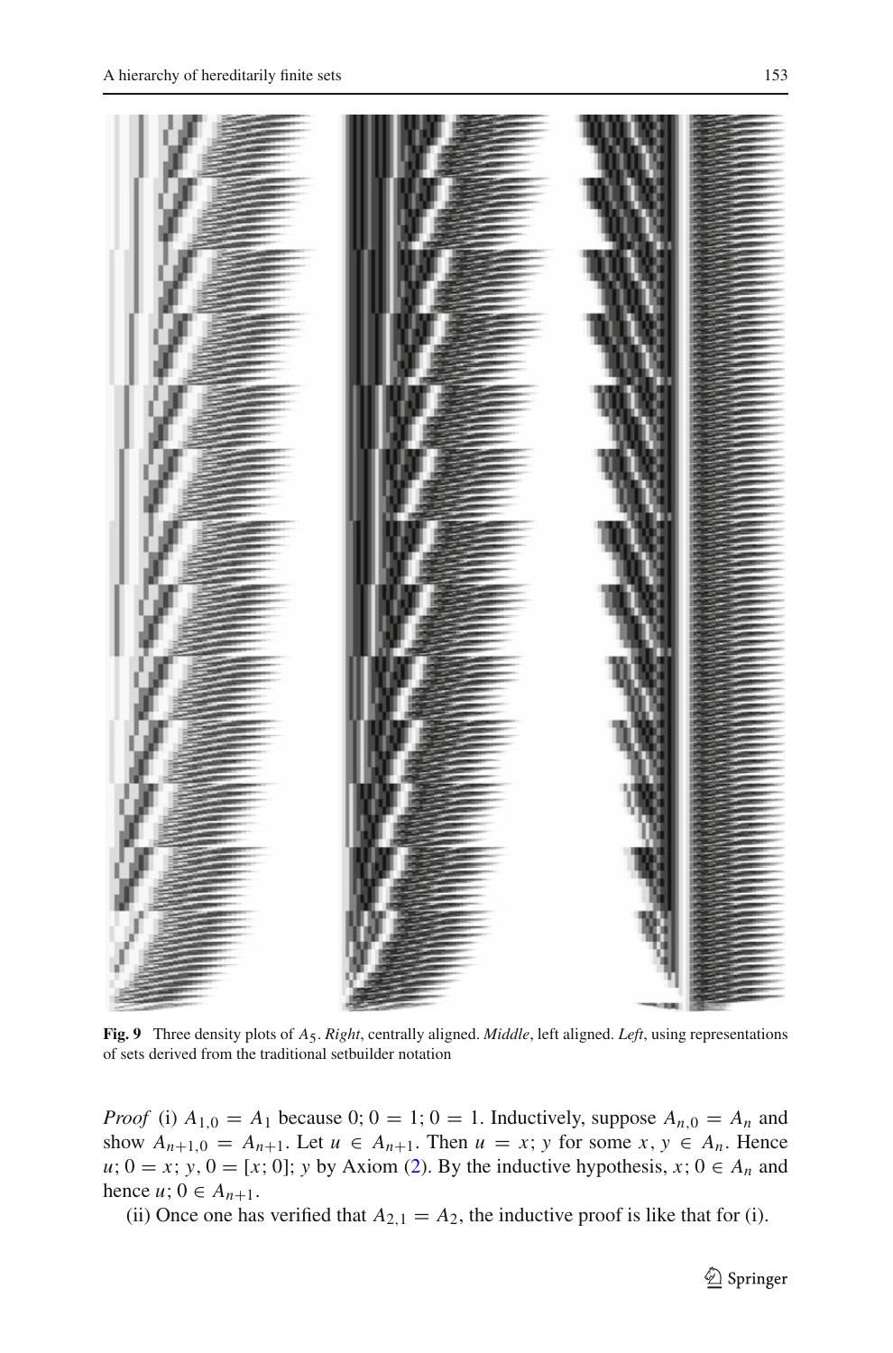**Fig. 9** Three density plots of $A_5$. *Right*, centrally aligned. *Middle*, left aligned. *Left*, using representations of sets derived from the traditional setbuilder notation

*Proof* (i) $A_{1,0} = A_1$ because $0; 0 = 1; 0 = 1$. Inductively, suppose $A_{n,0} = A_n$ and show $A_{n+1,0} = A_{n+1}$. Let $u \in A_{n+1}$. Then $u = x; y$ for some $x, y \in A_n$. Hence $u; 0 = x; y, 0 = [x; 0]; y$ by Axiom (2). By the inductive hypothesis, $x; 0 \in A_n$ and hence $u; 0 \in A_{n+1}$.

(ii) Once one has verified that $A_{2,1} = A_2$, the inductive proof is like that for (i).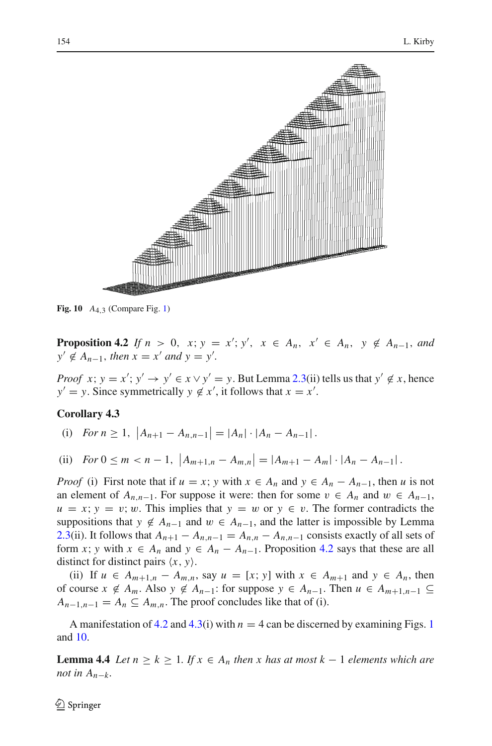**Fig. 10** $A_{4,3}$ (Compare Fig. 1)

**Proposition 4.2** *If* $n > 0$, $x; y = x'; y'$, $x \in A_n$, $x' \in A_n$, $y \notin A_{n-1}$, *and* $y' \notin A_{n-1}$, *then* $x = x'$ *and* $y = y'$.

*Proof* $x; y = x'; y' \to y' \in x \vee y' = y$. But Lemma 2.3(ii) tells us that $y' \notin x$, hence $y' = y$. Since symmetrically $y \notin x'$, it follows that $x = x'$.

**Corollary 4.3**

(i) *For* $n \geq 1$, $\left|A_{n+1} - A_{n,n-1}\right| = |A_n| \cdot |A_n - A_{n-1}|$.

(ii) *For* $0 \leq m < n - 1$, $\left|A_{m+1,n} - A_{m,n}\right| = |A_{m+1} - A_m| \cdot |A_n - A_{n-1}|$.

*Proof* (i) First note that if $u = x; y$ with $x \in A_n$ and $y \in A_n - A_{n-1}$, then $u$ is not an element of $A_{n,n-1}$. For suppose it were: then for some $v \in A_n$ and $w \in A_{n-1}$, $u = x; y = v; w$. This implies that $y = w$ or $y \in v$. The former contradicts the suppositions that $y \notin A_{n-1}$ and $w \in A_{n-1}$, and the latter is impossible by Lemma 2.3(ii). It follows that $A_{n+1} - A_{n,n-1} = A_{n,n} - A_{n,n-1}$ consists exactly of all sets of form $x; y$ with $x \in A_n$ and $y \in A_n - A_{n-1}$. Proposition 4.2 says that these are all distinct for distinct pairs $\langle x, y\rangle$.

(ii) If $u \in A_{m+1,n} - A_{m,n}$, say $u = [x; y]$ with $x \in A_{m+1}$ and $y \in A_n$, then of course $x \notin A_m$. Also $y \notin A_{n-1}$: for suppose $y \in A_{n-1}$. Then $u \in A_{m+1,n-1} \subseteq A_{n-1,n-1} = A_n \subseteq A_{m,n}$. The proof concludes like that of (i).

A manifestation of 4.2 and 4.3(i) with $n = 4$ can be discerned by examining Figs. 1 and 10.

**Lemma 4.4** *Let* $n \geq k \geq 1$. *If* $x \in A_n$ *then* $x$ *has at most* $k - 1$ *elements which are not in* $A_{n-k}$.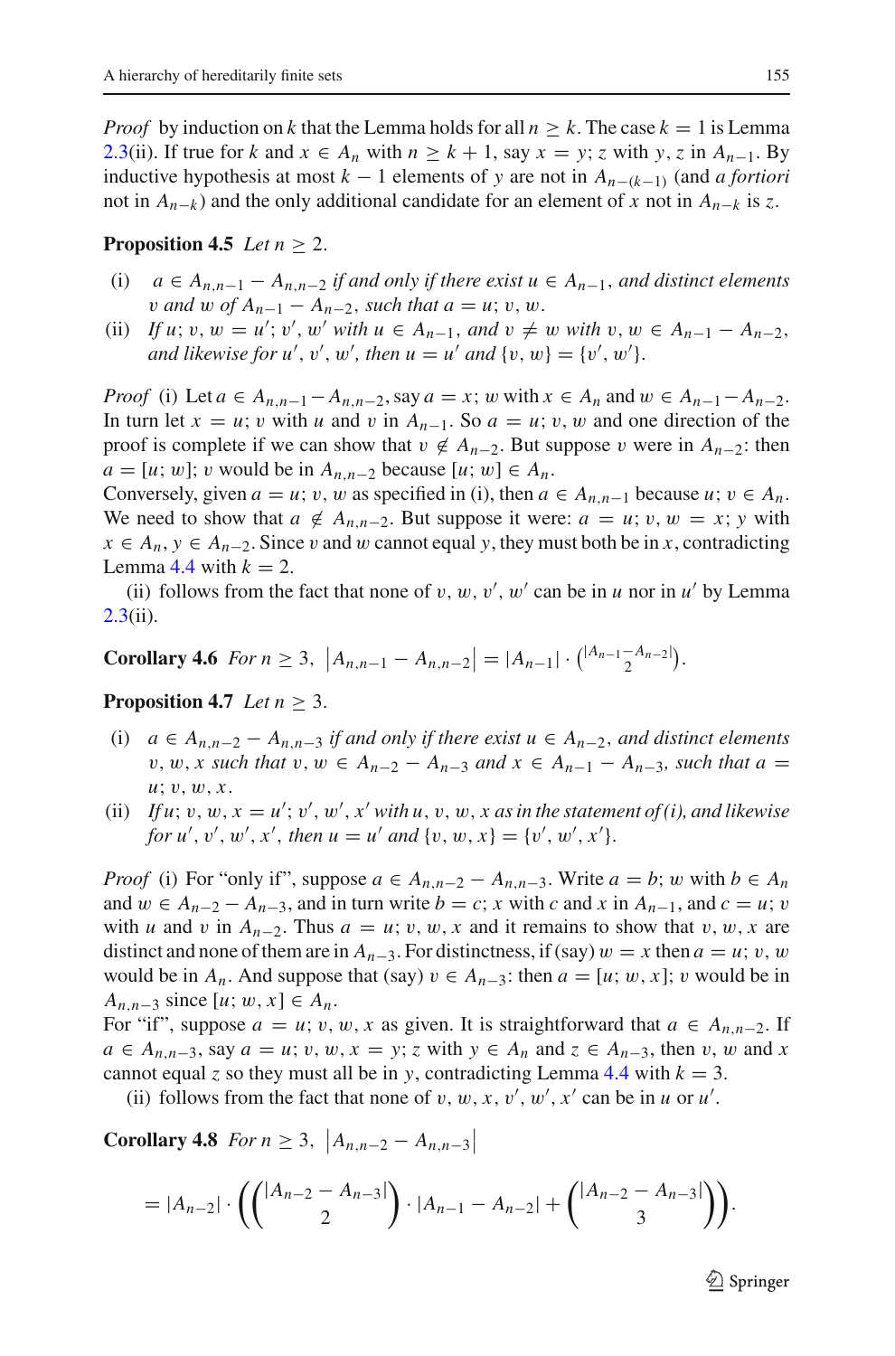*Proof* by induction on $k$ that the Lemma holds for all $n \geq k$. The case $k = 1$ is Lemma 2.3(ii). If true for $k$ and $x \in A_n$ with $n \geq k+1$, say $x = y; z$ with $y, z$ in $A_{n-1}$. By inductive hypothesis at most $k-1$ elements of $y$ are not in $A_{n-(k-1)}$ (and *a fortiori* not in $A_{n-k}$) and the only additional candidate for an element of $x$ not in $A_{n-k}$ is $z$.

**Proposition 4.5** *Let* $n \geq 2$.

(i) $a \in A_{n,n-1} - A_{n,n-2}$ *if and only if there exist* $u \in A_{n-1}$*, and distinct elements* $v$ *and* $w$ *of* $A_{n-1} - A_{n-2}$*, such that* $a = u; v, w$.

(ii) *If* $u; v, w = u'; v', w'$ *with* $u \in A_{n-1}$*, and* $v \neq w$ *with* $v, w \in A_{n-1} - A_{n-2}$*, and likewise for* $u', v', w'$*, then* $u = u'$ *and* $\{v, w\} = \{v', w'\}$.

*Proof* (i) Let $a \in A_{n,n-1} - A_{n,n-2}$, say $a = x; w$ with $x \in A_n$ and $w \in A_{n-1} - A_{n-2}$. In turn let $x = u; v$ with $u$ and $v$ in $A_{n-1}$. So $a = u; v, w$ and one direction of the proof is complete if we can show that $v \notin A_{n-2}$. But suppose $v$ were in $A_{n-2}$: then $a = [u; w]; v$ would be in $A_{n,n-2}$ because $[u; w] \in A_n$.
Conversely, given $a = u; v, w$ as specified in (i), then $a \in A_{n,n-1}$ because $u; v \in A_n$. We need to show that $a \notin A_{n,n-2}$. But suppose it were: $a = u; v, w = x; y$ with $x \in A_n$, $y \in A_{n-2}$. Since $v$ and $w$ cannot equal $y$, they must both be in $x$, contradicting Lemma 4.4 with $k = 2$.

(ii) follows from the fact that none of $v, w, v', w'$ can be in $u$ nor in $u'$ by Lemma 2.3(ii).

**Corollary 4.6** *For* $n \geq 3$, $\left|A_{n,n-1} - A_{n,n-2}\right| = |A_{n-1}| \cdot \binom{|A_{n-1} - A_{n-2}|}{2}$.

**Proposition 4.7** *Let* $n \geq 3$.

(i) $a \in A_{n,n-2} - A_{n,n-3}$ *if and only if there exist* $u \in A_{n-2}$*, and distinct elements* $v, w, x$ *such that* $v, w \in A_{n-2} - A_{n-3}$ *and* $x \in A_{n-1} - A_{n-3}$*, such that* $a = u; v, w, x$.

(ii) *If* $u; v, w, x = u'; v', w', x'$ *with* $u, v, w, x$ *as in the statement of (i), and likewise for* $u', v', w', x'$*, then* $u = u'$ *and* $\{v, w, x\} = \{v', w', x'\}$.

*Proof* (i) For "only if", suppose $a \in A_{n,n-2} - A_{n,n-3}$. Write $a = b; w$ with $b \in A_n$ and $w \in A_{n-2} - A_{n-3}$, and in turn write $b = c; x$ with $c$ and $x$ in $A_{n-1}$, and $c = u; v$ with $u$ and $v$ in $A_{n-2}$. Thus $a = u; v, w, x$ and it remains to show that $v, w, x$ are distinct and none of them are in $A_{n-3}$. For distinctness, if (say) $w = x$ then $a = u; v, w$ would be in $A_n$. And suppose that (say) $v \in A_{n-3}$: then $a = [u; w, x]; v$ would be in $A_{n,n-3}$ since $[u; w, x] \in A_n$.
For "if", suppose $a = u; v, w, x$ as given. It is straightforward that $a \in A_{n,n-2}$. If $a \in A_{n,n-3}$, say $a = u; v, w, x = y; z$ with $y \in A_n$ and $z \in A_{n-3}$, then $v$, $w$ and $x$ cannot equal $z$ so they must all be in $y$, contradicting Lemma 4.4 with $k = 3$.

(ii) follows from the fact that none of $v, w, x, v', w', x'$ can be in $u$ or $u'$.

**Corollary 4.8** *For* $n \geq 3$, $\left|A_{n,n-2} - A_{n,n-3}\right|$

$$= |A_{n-2}| \cdot \left(\binom{|A_{n-2} - A_{n-3}|}{2} \cdot |A_{n-1} - A_{n-2}| + \binom{|A_{n-2} - A_{n-3}|}{3}\right).$$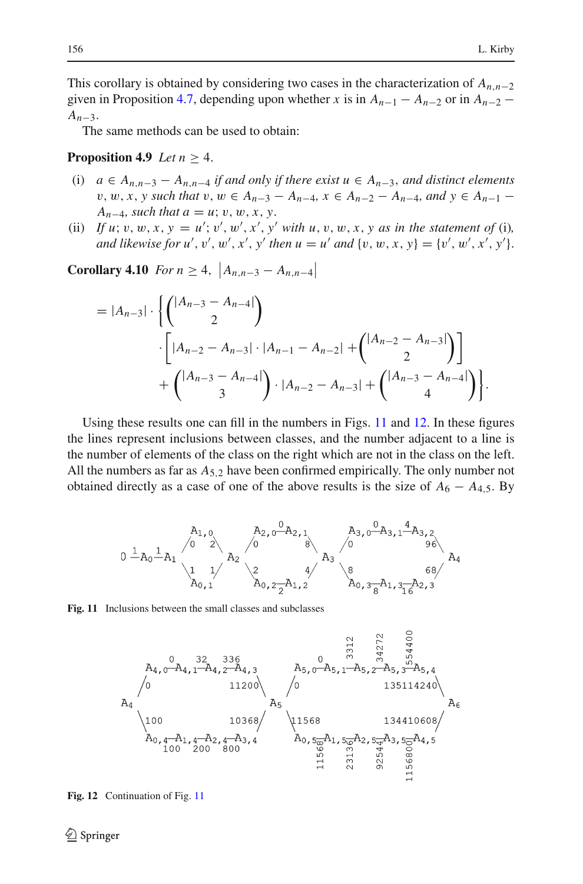This corollary is obtained by considering two cases in the characterization of $A_{n,n-2}$ given in Proposition 4.7, depending upon whether $x$ is in $A_{n-1} - A_{n-2}$ or in $A_{n-2} - A_{n-3}$.

The same methods can be used to obtain:

**Proposition 4.9** *Let* $n \geq 4$.

- (i) $a \in A_{n,n-3} - A_{n,n-4}$ *if and only if there exist* $u \in A_{n-3}$, *and distinct elements* $v, w, x, y$ *such that* $v, w \in A_{n-3} - A_{n-4}$, $x \in A_{n-2} - A_{n-4}$, *and* $y \in A_{n-1} - A_{n-4}$, *such that* $a = u; v, w, x, y$.
- (ii) *If* $u; v, w, x, y = u'; v', w', x', y'$ *with* $u, v, w, x, y$ *as in the statement of* (i), *and likewise for* $u', v', w', x', y'$ *then* $u = u'$ *and* $\{v, w, x, y\} = \{v', w', x', y'\}$.

**Corollary 4.10** *For* $n \geq 4$, $\left|A_{n,n-3} - A_{n,n-4}\right|$

$$
\begin{aligned}
= |A_{n-3}| \cdot \Bigg\{ & \binom{|A_{n-3} - A_{n-4}|}{2} \\
& \cdot \left[ |A_{n-2} - A_{n-3}| \cdot |A_{n-1} - A_{n-2}| + \binom{|A_{n-2} - A_{n-3}|}{2} \right] \\
& + \binom{|A_{n-3} - A_{n-4}|}{3} \cdot |A_{n-2} - A_{n-3}| + \binom{|A_{n-3} - A_{n-4}|}{4} \Bigg\}.
\end{aligned}
$$

Using these results one can fill in the numbers in Figs. 11 and 12. In these figures the lines represent inclusions between classes, and the number adjacent to a line is the number of elements of the class on the right which are not in the class on the left. All the numbers as far as $A_{5,2}$ have been confirmed empirically. The only number not obtained directly as a case of one of the above results is the size of $A_6 - A_{4,5}$. By

**Fig. 11** Inclusions between the small classes and subclasses

**Fig. 12** Continuation of Fig. 11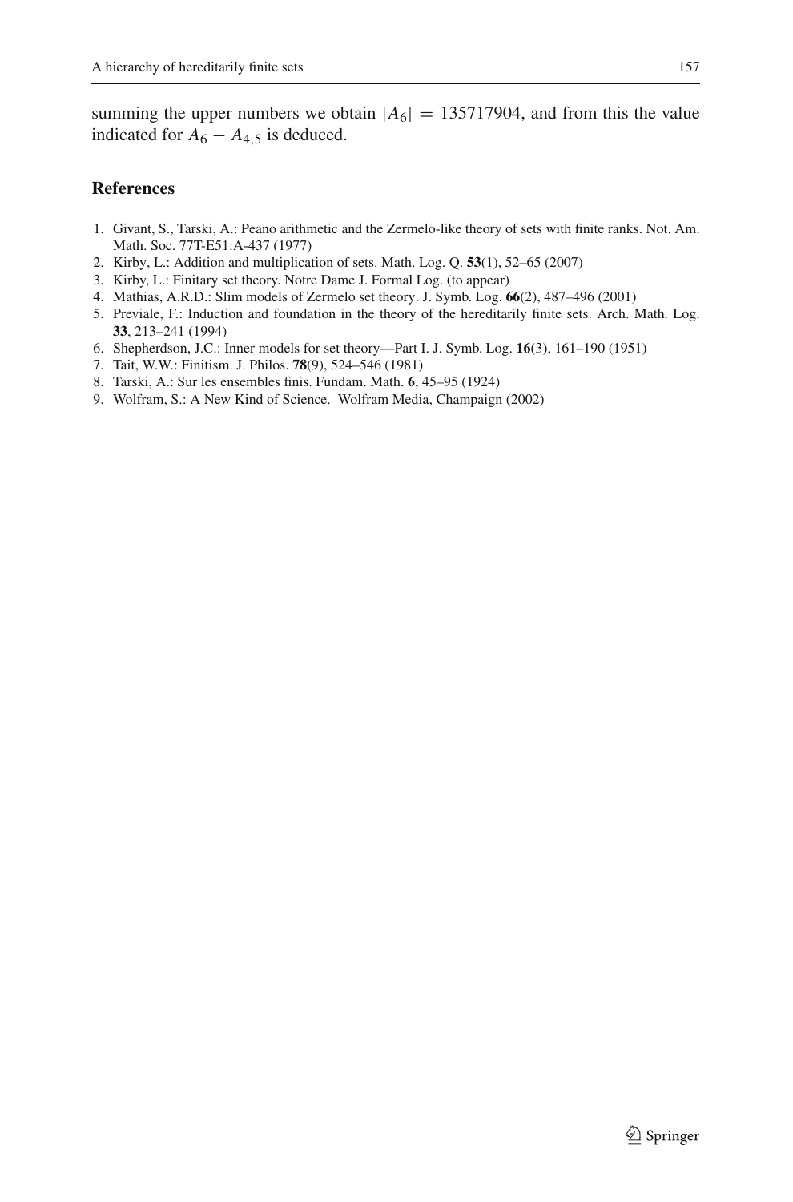summing the upper numbers we obtain $|A_6| = 135717904$, and from this the value indicated for $A_6 - A_{4,5}$ is deduced.

## References

1. Givant, S., Tarski, A.: Peano arithmetic and the Zermelo-like theory of sets with finite ranks. Not. Am. Math. Soc. 77T-E51:A-437 (1977)
2. Kirby, L.: Addition and multiplication of sets. Math. Log. Q. **53**(1), 52–65 (2007)
3. Kirby, L.: Finitary set theory. Notre Dame J. Formal Log. (to appear)
4. Mathias, A.R.D.: Slim models of Zermelo set theory. J. Symb. Log. **66**(2), 487–496 (2001)
5. Previale, F.: Induction and foundation in the theory of the hereditarily finite sets. Arch. Math. Log. **33**, 213–241 (1994)
6. Shepherdson, J.C.: Inner models for set theory—Part I. J. Symb. Log. **16**(3), 161–190 (1951)
7. Tait, W.W.: Finitism. J. Philos. **78**(9), 524–546 (1981)
8. Tarski, A.: Sur les ensembles finis. Fundam. Math. **6**, 45–95 (1924)
9. Wolfram, S.: A New Kind of Science. Wolfram Media, Champaign (2002)